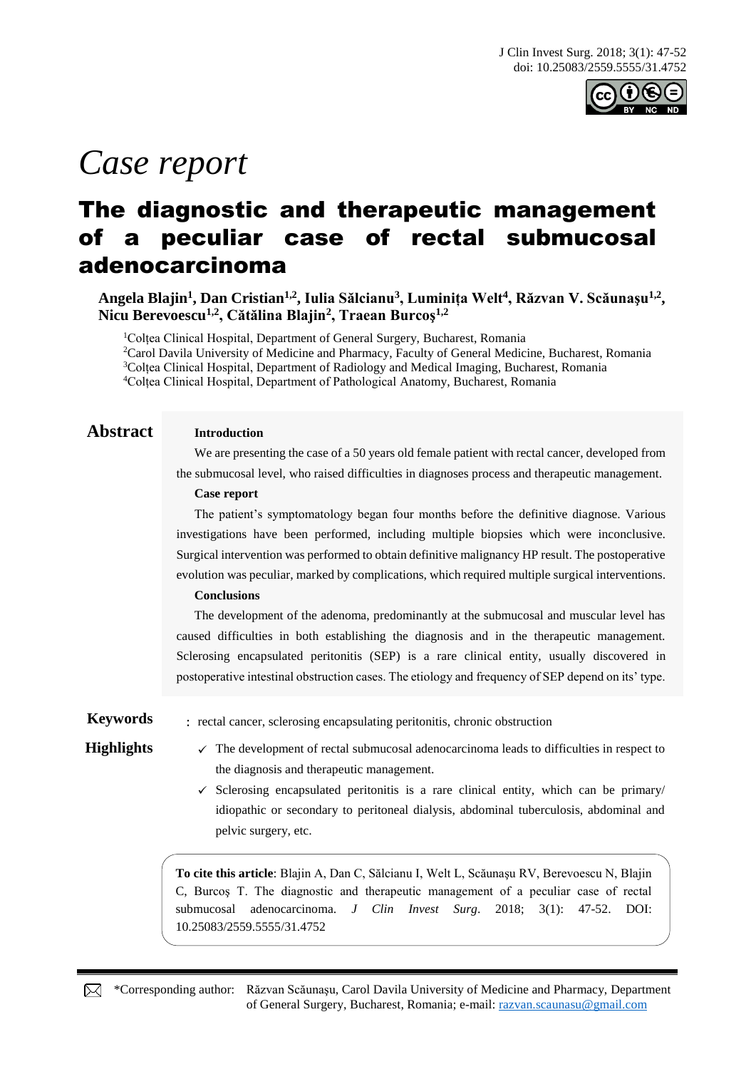*Case report*

# The diagnostic and therapeutic management of a peculiar case of rectal submucosal adenocarcinoma

**Angela Blajin[1], Dan Cristian[1,2], Iulia Sălcianu[3], Luminița Welt[4], Răzvan V. Scăunașu[1,2], Nicu Berevoescu[1,2], Cătălina Blajin[2], Traean Burcoș[1,2]**

[1]Colțea Clinical Hospital, Department of General Surgery, Bucharest, Romania
[2]Carol Davila University of Medicine and Pharmacy, Faculty of General Medicine, Bucharest, Romania
[3]Colțea Clinical Hospital, Department of Radiology and Medical Imaging, Bucharest, Romania
[4]Colțea Clinical Hospital, Department of Pathological Anatomy, Bucharest, Romania

## Abstract

**Introduction**

We are presenting the case of a 50 years old female patient with rectal cancer, developed from the submucosal level, who raised difficulties in diagnoses process and therapeutic management.

**Case report**

The patient's symptomatology began four months before the definitive diagnose. Various investigations have been performed, including multiple biopsies which were inconclusive. Surgical intervention was performed to obtain definitive malignancy HP result. The postoperative evolution was peculiar, marked by complications, which required multiple surgical interventions.

**Conclusions**

The development of the adenoma, predominantly at the submucosal and muscular level has caused difficulties in both establishing the diagnosis and in the therapeutic management. Sclerosing encapsulated peritonitis (SEP) is a rare clinical entity, usually discovered in postoperative intestinal obstruction cases. The etiology and frequency of SEP depend on its' type.

**Keywords**: rectal cancer, sclerosing encapsulating peritonitis, chronic obstruction

**Highlights**

- ✓ The development of rectal submucosal adenocarcinoma leads to difficulties in respect to the diagnosis and therapeutic management.
- ✓ Sclerosing encapsulated peritonitis is a rare clinical entity, which can be primary/ idiopathic or secondary to peritoneal dialysis, abdominal tuberculosis, abdominal and pelvic surgery, etc.

**To cite this article**: Blajin A, Dan C, Sălcianu I, Welt L, Scăunașu RV, Berevoescu N, Blajin C, Burcoș T. The diagnostic and therapeutic management of a peculiar case of rectal submucosal adenocarcinoma. *J Clin Invest Surg*. 2018; 3(1): 47-52. DOI: 10.25083/2559.5555/31.4752

*Corresponding author: Răzvan Scăunașu, Carol Davila University of Medicine and Pharmacy, Department of General Surgery, Bucharest, Romania; e-mail: razvan.scaunasu@gmail.com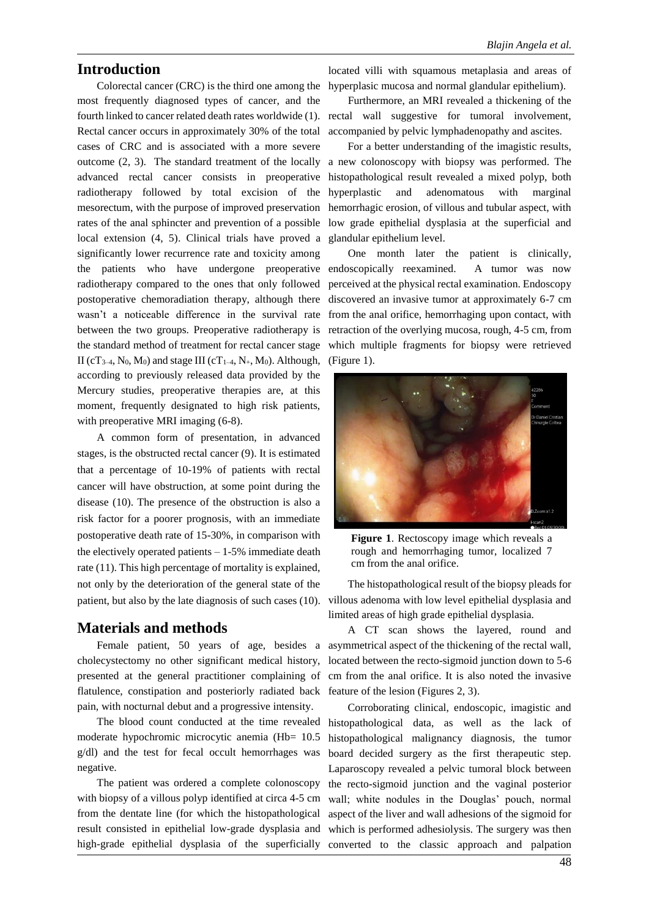## Introduction

Colorectal cancer (CRC) is the third one among the most frequently diagnosed types of cancer, and the fourth linked to cancer related death rates worldwide (1). Rectal cancer occurs in approximately 30% of the total cases of CRC and is associated with a more severe outcome (2, 3). The standard treatment of the locally advanced rectal cancer consists in preoperative radiotherapy followed by total excision of the mesorectum, with the purpose of improved preservation rates of the anal sphincter and prevention of a possible local extension (4, 5). Clinical trials have proved a significantly lower recurrence rate and toxicity among the patients who have undergone preoperative radiotherapy compared to the ones that only followed postoperative chemoradiation therapy, although there wasn't a noticeable difference in the survival rate between the two groups. Preoperative radiotherapy is the standard method of treatment for rectal cancer stage II ($cT_{3-4}$, $N_0$, $M_0$) and stage III ($cT_{1-4}$, $N_+$, $M_0$). Although, according to previously released data provided by the Mercury studies, preoperative therapies are, at this moment, frequently designated to high risk patients, with preoperative MRI imaging (6-8).

A common form of presentation, in advanced stages, is the obstructed rectal cancer (9). It is estimated that a percentage of 10-19% of patients with rectal cancer will have obstruction, at some point during the disease (10). The presence of the obstruction is also a risk factor for a poorer prognosis, with an immediate postoperative death rate of 15-30%, in comparison with the electively operated patients – 1-5% immediate death rate (11). This high percentage of mortality is explained, not only by the deterioration of the general state of the patient, but also by the late diagnosis of such cases (10).

## Materials and methods

Female patient, 50 years of age, besides a cholecystectomy no other significant medical history, presented at the general practitioner complaining of flatulence, constipation and posteriorly radiated back pain, with nocturnal debut and a progressive intensity.

The blood count conducted at the time revealed moderate hypochromic microcytic anemia (Hb= 10.5 g/dl) and the test for fecal occult hemorrhages was negative.

The patient was ordered a complete colonoscopy with biopsy of a villous polyp identified at circa 4-5 cm from the dentate line (for which the histopathological result consisted in epithelial low-grade dysplasia and high-grade epithelial dysplasia of the superficially located villi with squamous metaplasia and areas of hyperplasic mucosa and normal glandular epithelium).

Furthermore, an MRI revealed a thickening of the rectal wall suggestive for tumoral involvement, accompanied by pelvic lymphadenopathy and ascites.

For a better understanding of the imagistic results, a new colonoscopy with biopsy was performed. The histopathological result revealed a mixed polyp, both hyperplastic and adenomatous with marginal hemorrhagic erosion, of villous and tubular aspect, with low grade epithelial dysplasia at the superficial and glandular epithelium level.

One month later the patient is clinically, endoscopically reexamined. A tumor was now perceived at the physical rectal examination. Endoscopy discovered an invasive tumor at approximately 6-7 cm from the anal orifice, hemorrhaging upon contact, with retraction of the overlying mucosa, rough, 4-5 cm, from which multiple fragments for biopsy were retrieved (Figure 1).

**Figure 1**. Rectoscopy image which reveals a rough and hemorrhaging tumor, localized 7 cm from the anal orifice.

The histopathological result of the biopsy pleads for villous adenoma with low level epithelial dysplasia and limited areas of high grade epithelial dysplasia.

A CT scan shows the layered, round and asymmetrical aspect of the thickening of the rectal wall, located between the recto-sigmoid junction down to 5-6 cm from the anal orifice. It is also noted the invasive feature of the lesion (Figures 2, 3).

Corroborating clinical, endoscopic, imagistic and histopathological data, as well as the lack of histopathological malignancy diagnosis, the tumor board decided surgery as the first therapeutic step. Laparoscopy revealed a pelvic tumoral block between the recto-sigmoid junction and the vaginal posterior wall; white nodules in the Douglas' pouch, normal aspect of the liver and wall adhesions of the sigmoid for which is performed adhesiolysis. The surgery was then converted to the classic approach and palpation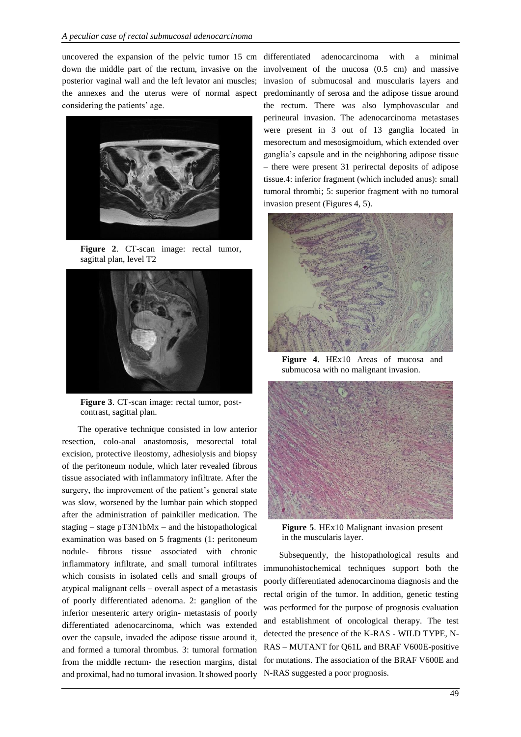uncovered the expansion of the pelvic tumor 15 cm down the middle part of the rectum, invasive on the posterior vaginal wall and the left levator ani muscles; the annexes and the uterus were of normal aspect considering the patients' age.

**Figure 2**. CT-scan image: rectal tumor, sagittal plan, level T2

**Figure 3**. CT-scan image: rectal tumor, post-contrast, sagittal plan.

The operative technique consisted in low anterior resection, colo-anal anastomosis, mesorectal total excision, protective ileostomy, adhesiolysis and biopsy of the peritoneum nodule, which later revealed fibrous tissue associated with inflammatory infiltrate. After the surgery, the improvement of the patient's general state was slow, worsened by the lumbar pain which stopped after the administration of painkiller medication. The staging – stage pT3N1bMx – and the histopathological examination was based on 5 fragments (1: peritoneum nodule- fibrous tissue associated with chronic inflammatory infiltrate, and small tumoral infiltrates which consists in isolated cells and small groups of atypical malignant cells – overall aspect of a metastasis of poorly differentiated adenoma. 2: ganglion of the inferior mesenteric artery origin- metastasis of poorly differentiated adenocarcinoma, which was extended over the capsule, invaded the adipose tissue around it, and formed a tumoral thrombus. 3: tumoral formation from the middle rectum- the resection margins, distal and proximal, had no tumoral invasion. It showed poorly differentiated adenocarcinoma with a minimal involvement of the mucosa (0.5 cm) and massive invasion of submucosal and muscularis layers and predominantly of serosa and the adipose tissue around the rectum. There was also lymphovascular and perineural invasion. The adenocarcinoma metastases were present in 3 out of 13 ganglia located in mesorectum and mesosigmoidum, which extended over ganglia's capsule and in the neighboring adipose tissue – there were present 31 perirectal deposits of adipose tissue.4: inferior fragment (which included anus): small tumoral thrombi; 5: superior fragment with no tumoral invasion present (Figures 4, 5).

**Figure 4**. HEx10 Areas of mucosa and submucosa with no malignant invasion.

**Figure 5**. HEx10 Malignant invasion present in the muscularis layer.

Subsequently, the histopathological results and immunohistochemical techniques support both the poorly differentiated adenocarcinoma diagnosis and the rectal origin of the tumor. In addition, genetic testing was performed for the purpose of prognosis evaluation and establishment of oncological therapy. The test detected the presence of the K-RAS - WILD TYPE, N-RAS – MUTANT for Q61L and BRAF V600E-positive for mutations. The association of the BRAF V600E and N-RAS suggested a poor prognosis.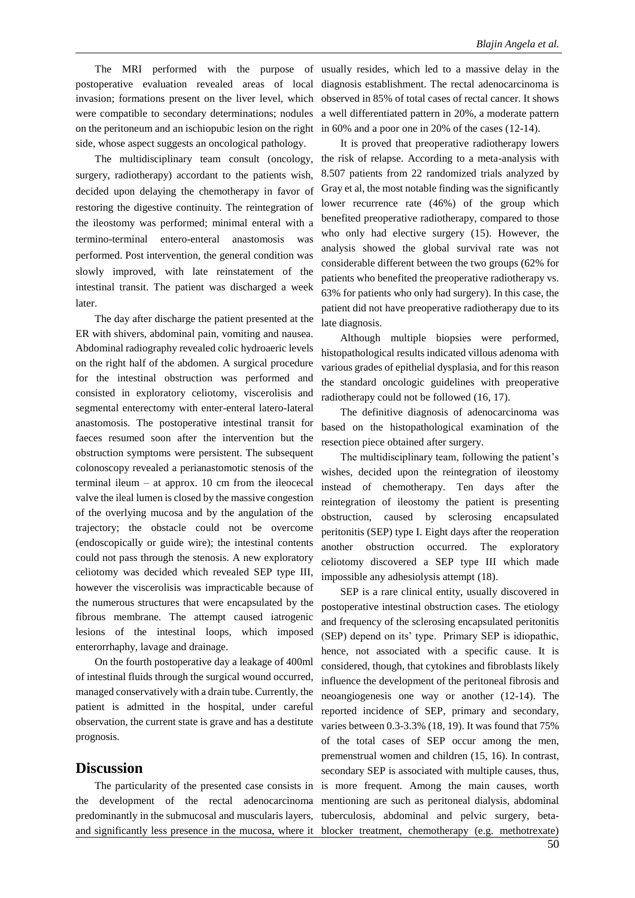The MRI performed with the purpose of postoperative evaluation revealed areas of local invasion; formations present on the liver level, which were compatible to secondary determinations; nodules on the peritoneum and an ischiopubic lesion on the right side, whose aspect suggests an oncological pathology.

The multidisciplinary team consult (oncology, surgery, radiotherapy) accordant to the patients wish, decided upon delaying the chemotherapy in favor of restoring the digestive continuity. The reintegration of the ileostomy was performed; minimal enteral with a termino-terminal entero-enteral anastomosis was performed. Post intervention, the general condition was slowly improved, with late reinstatement of the intestinal transit. The patient was discharged a week later.

The day after discharge the patient presented at the ER with shivers, abdominal pain, vomiting and nausea. Abdominal radiography revealed colic hydroaeric levels on the right half of the abdomen. A surgical procedure for the intestinal obstruction was performed and consisted in exploratory celiotomy, viscerolisis and segmental enterectomy with enter-enteral latero-lateral anastomosis. The postoperative intestinal transit for faeces resumed soon after the intervention but the obstruction symptoms were persistent. The subsequent colonoscopy revealed a perianastomotic stenosis of the terminal ileum – at approx. 10 cm from the ileocecal valve the ileal lumen is closed by the massive congestion of the overlying mucosa and by the angulation of the trajectory; the obstacle could not be overcome (endoscopically or guide wire); the intestinal contents could not pass through the stenosis. A new exploratory celiotomy was decided which revealed SEP type III, however the viscerolisis was impracticable because of the numerous structures that were encapsulated by the fibrous membrane. The attempt caused iatrogenic lesions of the intestinal loops, which imposed enterorrhaphy, lavage and drainage.

On the fourth postoperative day a leakage of 400ml of intestinal fluids through the surgical wound occurred, managed conservatively with a drain tube. Currently, the patient is admitted in the hospital, under careful observation, the current state is grave and has a destitute prognosis.

## Discussion

The particularity of the presented case consists in the development of the rectal adenocarcinoma predominantly in the submucosal and muscularis layers, and significantly less presence in the mucosa, where it usually resides, which led to a massive delay in the diagnosis establishment. The rectal adenocarcinoma is observed in 85% of total cases of rectal cancer. It shows a well differentiated pattern in 20%, a moderate pattern in 60% and a poor one in 20% of the cases (12-14).

It is proved that preoperative radiotherapy lowers the risk of relapse. According to a meta-analysis with 8.507 patients from 22 randomized trials analyzed by Gray et al, the most notable finding was the significantly lower recurrence rate (46%) of the group which benefited preoperative radiotherapy, compared to those who only had elective surgery (15). However, the analysis showed the global survival rate was not considerable different between the two groups (62% for patients who benefited the preoperative radiotherapy vs. 63% for patients who only had surgery). In this case, the patient did not have preoperative radiotherapy due to its late diagnosis.

Although multiple biopsies were performed, histopathological results indicated villous adenoma with various grades of epithelial dysplasia, and for this reason the standard oncologic guidelines with preoperative radiotherapy could not be followed (16, 17).

The definitive diagnosis of adenocarcinoma was based on the histopathological examination of the resection piece obtained after surgery.

The multidisciplinary team, following the patient's wishes, decided upon the reintegration of ileostomy instead of chemotherapy. Ten days after the reintegration of ileostomy the patient is presenting obstruction, caused by sclerosing encapsulated peritonitis (SEP) type I. Eight days after the reoperation another obstruction occurred. The exploratory celiotomy discovered a SEP type III which made impossible any adhesiolysis attempt (18).

SEP is a rare clinical entity, usually discovered in postoperative intestinal obstruction cases. The etiology and frequency of the sclerosing encapsulated peritonitis (SEP) depend on its' type. Primary SEP is idiopathic, hence, not associated with a specific cause. It is considered, though, that cytokines and fibroblasts likely influence the development of the peritoneal fibrosis and neoangiogenesis one way or another (12-14). The reported incidence of SEP, primary and secondary, varies between 0.3-3.3% (18, 19). It was found that 75% of the total cases of SEP occur among the men, premenstrual women and children (15, 16). In contrast, secondary SEP is associated with multiple causes, thus, is more frequent. Among the main causes, worth mentioning are such as peritoneal dialysis, abdominal tuberculosis, abdominal and pelvic surgery, beta-blocker treatment, chemotherapy (e.g. methotrexate)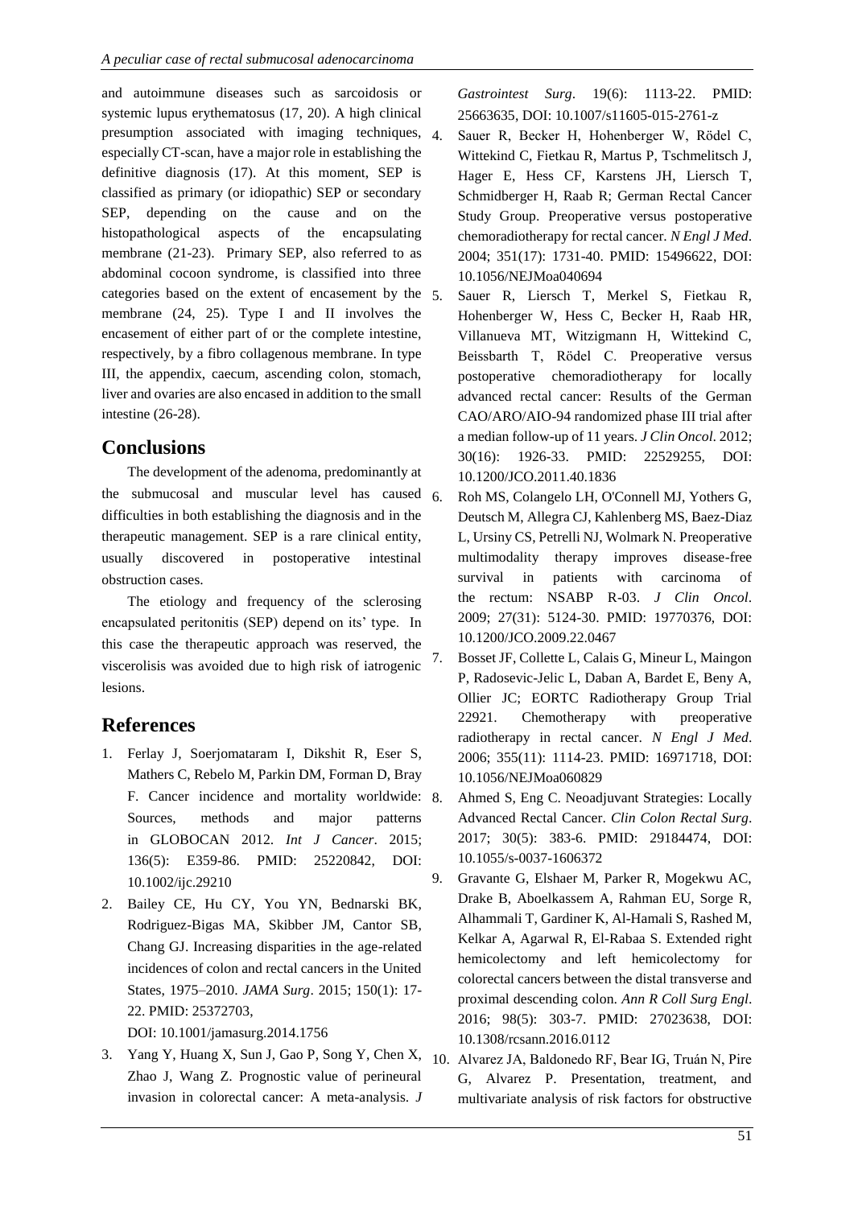and autoimmune diseases such as sarcoidosis or systemic lupus erythematosus (17, 20). A high clinical presumption associated with imaging techniques, especially CT-scan, have a major role in establishing the definitive diagnosis (17). At this moment, SEP is classified as primary (or idiopathic) SEP or secondary SEP, depending on the cause and on the histopathological aspects of the encapsulating membrane (21-23). Primary SEP, also referred to as abdominal cocoon syndrome, is classified into three categories based on the extent of encasement by the membrane (24, 25). Type I and II involves the encasement of either part of or the complete intestine, respectively, by a fibro collagenous membrane. In type III, the appendix, caecum, ascending colon, stomach, liver and ovaries are also encased in addition to the small intestine (26-28).

## Conclusions

The development of the adenoma, predominantly at the submucosal and muscular level has caused difficulties in both establishing the diagnosis and in the therapeutic management. SEP is a rare clinical entity, usually discovered in postoperative intestinal obstruction cases.

The etiology and frequency of the sclerosing encapsulated peritonitis (SEP) depend on its' type. In this case the therapeutic approach was reserved, the viscerolisis was avoided due to high risk of iatrogenic lesions.

## References

1. Ferlay J, Soerjomataram I, Dikshit R, Eser S, Mathers C, Rebelo M, Parkin DM, Forman D, Bray F. Cancer incidence and mortality worldwide: Sources, methods and major patterns in GLOBOCAN 2012. *Int J Cancer*. 2015; 136(5): E359-86. PMID: 25220842, DOI: 10.1002/ijc.29210
2. Bailey CE, Hu CY, You YN, Bednarski BK, Rodriguez-Bigas MA, Skibber JM, Cantor SB, Chang GJ. Increasing disparities in the age-related incidences of colon and rectal cancers in the United States, 1975–2010. *JAMA Surg*. 2015; 150(1): 17-22. PMID: 25372703, DOI: 10.1001/jamasurg.2014.1756
3. Yang Y, Huang X, Sun J, Gao P, Song Y, Chen X, Zhao J, Wang Z. Prognostic value of perineural invasion in colorectal cancer: A meta-analysis. *J Gastrointest Surg*. 19(6): 1113-22. PMID: 25663635, DOI: 10.1007/s11605-015-2761-z
4. Sauer R, Becker H, Hohenberger W, Rödel C, Wittekind C, Fietkau R, Martus P, Tschmelitsch J, Hager E, Hess CF, Karstens JH, Liersch T, Schmidberger H, Raab R; German Rectal Cancer Study Group. Preoperative versus postoperative chemoradiotherapy for rectal cancer. *N Engl J Med*. 2004; 351(17): 1731-40. PMID: 15496622, DOI: 10.1056/NEJMoa040694
5. Sauer R, Liersch T, Merkel S, Fietkau R, Hohenberger W, Hess C, Becker H, Raab HR, Villanueva MT, Witzigmann H, Wittekind C, Beissbarth T, Rödel C. Preoperative versus postoperative chemoradiotherapy for locally advanced rectal cancer: Results of the German CAO/ARO/AIO-94 randomized phase III trial after a median follow-up of 11 years. *J Clin Oncol*. 2012; 30(16): 1926-33. PMID: 22529255, DOI: 10.1200/JCO.2011.40.1836
6. Roh MS, Colangelo LH, O'Connell MJ, Yothers G, Deutsch M, Allegra CJ, Kahlenberg MS, Baez-Diaz L, Ursiny CS, Petrelli NJ, Wolmark N. Preoperative multimodality therapy improves disease-free survival in patients with carcinoma of the rectum: NSABP R-03. *J Clin Oncol*. 2009; 27(31): 5124-30. PMID: 19770376, DOI: 10.1200/JCO.2009.22.0467
7. Bosset JF, Collette L, Calais G, Mineur L, Maingon P, Radosevic-Jelic L, Daban A, Bardet E, Beny A, Ollier JC; EORTC Radiotherapy Group Trial 22921. Chemotherapy with preoperative radiotherapy in rectal cancer. *N Engl J Med*. 2006; 355(11): 1114-23. PMID: 16971718, DOI: 10.1056/NEJMoa060829
8. Ahmed S, Eng C. Neoadjuvant Strategies: Locally Advanced Rectal Cancer. *Clin Colon Rectal Surg*. 2017; 30(5): 383-6. PMID: 29184474, DOI: 10.1055/s-0037-1606372
9. Gravante G, Elshaer M, Parker R, Mogekwu AC, Drake B, Aboelkassem A, Rahman EU, Sorge R, Alhammali T, Gardiner K, Al-Hamali S, Rashed M, Kelkar A, Agarwal R, El-Rabaa S. Extended right hemicolectomy and left hemicolectomy for colorectal cancers between the distal transverse and proximal descending colon. *Ann R Coll Surg Engl*. 2016; 98(5): 303-7. PMID: 27023638, DOI: 10.1308/rcsann.2016.0112
10. Alvarez JA, Baldonedo RF, Bear IG, Truán N, Pire G, Alvarez P. Presentation, treatment, and multivariate analysis of risk factors for obstructive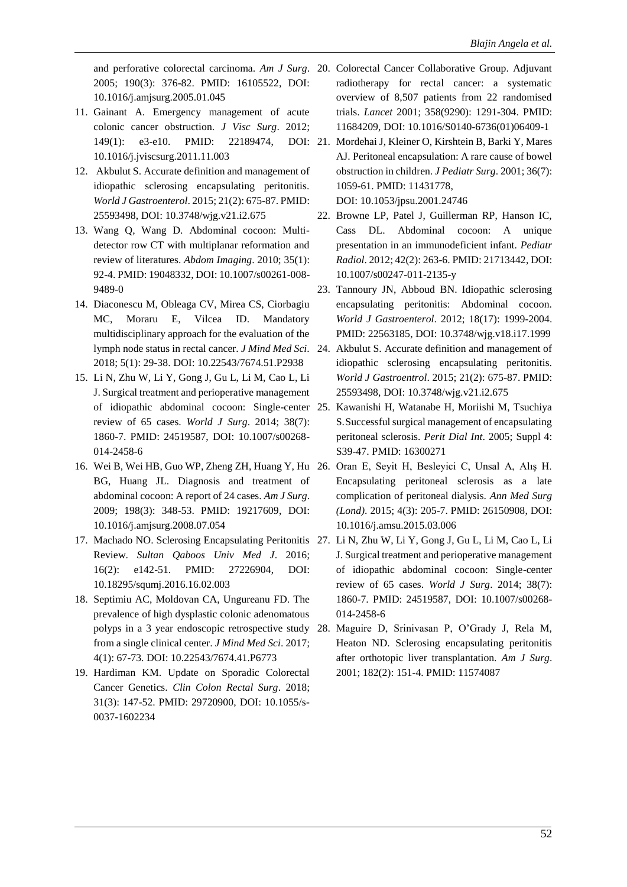and perforative colorectal carcinoma. *Am J Surg*. 2005; 190(3): 376-82. PMID: 16105522, DOI: 10.1016/j.amjsurg.2005.01.045

11. Gainant A. Emergency management of acute colonic cancer obstruction. *J Visc Surg*. 2012; 149(1): e3-e10. PMID: 22189474, DOI: 10.1016/j.jviscsurg.2011.11.003
12. Akbulut S. Accurate definition and management of idiopathic sclerosing encapsulating peritonitis. *World J Gastroenterol*. 2015; 21(2): 675-87. PMID: 25593498, DOI: 10.3748/wjg.v21.i2.675
13. Wang Q, Wang D. Abdominal cocoon: Multi-detector row CT with multiplanar reformation and review of literatures. *Abdom Imaging*. 2010; 35(1): 92-4. PMID: 19048332, DOI: 10.1007/s00261-008-9489-0
14. Diaconescu M, Obleaga CV, Mirea CS, Ciorbagiu MC, Moraru E, Vilcea ID. Mandatory multidisciplinary approach for the evaluation of the lymph node status in rectal cancer. *J Mind Med Sci*. 2018; 5(1): 29-38. DOI: 10.22543/7674.51.P2938
15. Li N, Zhu W, Li Y, Gong J, Gu L, Li M, Cao L, Li J. Surgical treatment and perioperative management of idiopathic abdominal cocoon: Single-center review of 65 cases. *World J Surg*. 2014; 38(7): 1860-7. PMID: 24519587, DOI: 10.1007/s00268-014-2458-6
16. Wei B, Wei HB, Guo WP, Zheng ZH, Huang Y, Hu BG, Huang JL. Diagnosis and treatment of abdominal cocoon: A report of 24 cases. *Am J Surg*. 2009; 198(3): 348-53. PMID: 19217609, DOI: 10.1016/j.amjsurg.2008.07.054
17. Machado NO. Sclerosing Encapsulating Peritonitis Review. *Sultan Qaboos Univ Med J*. 2016; 16(2): e142-51. PMID: 27226904, DOI: 10.18295/squmj.2016.16.02.003
18. Septimiu AC, Moldovan CA, Ungureanu FD. The prevalence of high dysplastic colonic adenomatous polyps in a 3 year endoscopic retrospective study from a single clinical center. *J Mind Med Sci*. 2017; 4(1): 67-73. DOI: 10.22543/7674.41.P6773
19. Hardiman KM. Update on Sporadic Colorectal Cancer Genetics. *Clin Colon Rectal Surg*. 2018; 31(3): 147-52. PMID: 29720900, DOI: 10.1055/s-0037-1602234
20. Colorectal Cancer Collaborative Group. Adjuvant radiotherapy for rectal cancer: a systematic overview of 8,507 patients from 22 randomised trials. *Lancet* 2001; 358(9290): 1291-304. PMID: 11684209, DOI: 10.1016/S0140-6736(01)06409-1
21. Mordehai J, Kleiner O, Kirshtein B, Barki Y, Mares AJ. Peritoneal encapsulation: A rare cause of bowel obstruction in children. *J Pediatr Surg*. 2001; 36(7): 1059-61. PMID: 11431778, DOI: 10.1053/jpsu.2001.24746
22. Browne LP, Patel J, Guillerman RP, Hanson IC, Cass DL. Abdominal cocoon: A unique presentation in an immunodeficient infant. *Pediatr Radiol*. 2012; 42(2): 263-6. PMID: 21713442, DOI: 10.1007/s00247-011-2135-y
23. Tannoury JN, Abboud BN. Idiopathic sclerosing encapsulating peritonitis: Abdominal cocoon. *World J Gastroenterol*. 2012; 18(17): 1999-2004. PMID: 22563185, DOI: 10.3748/wjg.v18.i17.1999
24. Akbulut S. Accurate definition and management of idiopathic sclerosing encapsulating peritonitis. *World J Gastroentrol*. 2015; 21(2): 675-87. PMID: 25593498, DOI: 10.3748/wjg.v21.i2.675
25. Kawanishi H, Watanabe H, Moriishi M, Tsuchiya S. Successful surgical management of encapsulating peritoneal sclerosis. *Perit Dial Int*. 2005; Suppl 4: S39-47. PMID: 16300271
26. Oran E, Seyit H, Besleyici C, Unsal A, Alış H. Encapsulating peritoneal sclerosis as a late complication of peritoneal dialysis. *Ann Med Surg (Lond)*. 2015; 4(3): 205-7. PMID: 26150908, DOI: 10.1016/j.amsu.2015.03.006
27. Li N, Zhu W, Li Y, Gong J, Gu L, Li M, Cao L, Li J. Surgical treatment and perioperative management of idiopathic abdominal cocoon: Single-center review of 65 cases. *World J Surg*. 2014; 38(7): 1860-7. PMID: 24519587, DOI: 10.1007/s00268-014-2458-6
28. Maguire D, Srinivasan P, O'Grady J, Rela M, Heaton ND. Sclerosing encapsulating peritonitis after orthotopic liver transplantation. *Am J Surg*. 2001; 182(2): 151-4. PMID: 11574087